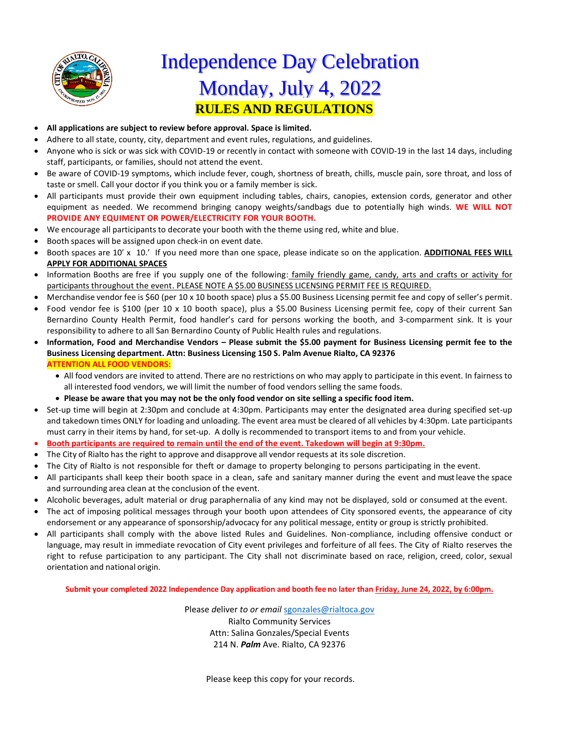# Independence Day Celebration

# Monday, July 4, 2022

## RULES AND REGULATIONS

- **All applications are subject to review before approval. Space is limited.**
- Adhere to all state, county, city, department and event rules, regulations, and guidelines.
- Anyone who is sick or was sick with COVID-19 or recently in contact with someone with COVID-19 in the last 14 days, including staff, participants, or families, should not attend the event.
- Be aware of COVID-19 symptoms, which include fever, cough, shortness of breath, chills, muscle pain, sore throat, and loss of taste or smell. Call your doctor if you think you or a family member is sick.
- All participants must provide their own equipment including tables, chairs, canopies, extension cords, generator and other equipment as needed. We recommend bringing canopy weights/sandbags due to potentially high winds. **WE WILL NOT PROVIDE ANY EQUIMENT OR POWER/ELECTRICITY FOR YOUR BOOTH.**
- We encourage all participants to decorate your booth with the theme using red, white and blue.
- Booth spaces will be assigned upon check-in on event date.
- Booth spaces are 10' x 10.' If you need more than one space, please indicate so on the application. **ADDITIONAL FEES WILL APPLY FOR ADDITIONAL SPACES**
- Information Booths are free if you supply one of the following: family friendly game, candy, arts and crafts or activity for participants throughout the event. PLEASE NOTE A $5.00 BUSINESS LICENSING PERMIT FEE IS REQUIRED.
- Merchandise vendor fee is $60 (per 10 x 10 booth space) plus a $5.00 Business Licensing permit fee and copy of seller's permit.
- Food vendor fee is $100 (per 10 x 10 booth space), plus a $5.00 Business Licensing permit fee, copy of their current San Bernardino County Health Permit, food handler's card for persons working the booth, and 3-comparment sink. It is your responsibility to adhere to all San Bernardino County of Public Health rules and regulations.
- **Information, Food and Merchandise Vendors – Please submit the $5.00 payment for Business Licensing permit fee to the Business Licensing department. Attn: Business Licensing 150 S. Palm Avenue Rialto, CA 92376**

  **ATTENTION ALL FOOD VENDORS:**
  - All food vendors are invited to attend. There are no restrictions on who may apply to participate in this event. In fairness to all interested food vendors, we will limit the number of food vendors selling the same foods.
  - **Please be aware that you may not be the only food vendor on site selling a specific food item.**
- Set-up time will begin at 2:30pm and conclude at 4:30pm. Participants may enter the designated area during specified set-up and takedown times ONLY for loading and unloading. The event area must be cleared of all vehicles by 4:30pm. Late participants must carry in their items by hand, for set-up. A dolly is recommended to transport items to and from your vehicle.
- **Booth participants are required to remain until the end of the event. Takedown will begin at 9:30pm.**
- The City of Rialto has the right to approve and disapprove all vendor requests at its sole discretion.
- The City of Rialto is not responsible for theft or damage to property belonging to persons participating in the event.
- All participants shall keep their booth space in a clean, safe and sanitary manner during the event and must leave the space and surrounding area clean at the conclusion of the event.
- Alcoholic beverages, adult material or drug paraphernalia of any kind may not be displayed, sold or consumed at the event.
- The act of imposing political messages through your booth upon attendees of City sponsored events, the appearance of city endorsement or any appearance of sponsorship/advocacy for any political message, entity or group is strictly prohibited.
- All participants shall comply with the above listed Rules and Guidelines. Non-compliance, including offensive conduct or language, may result in immediate revocation of City event privileges and forfeiture of all fees. The City of Rialto reserves the right to refuse participation to any participant. The City shall not discriminate based on race, religion, creed, color, sexual orientation and national origin.

**Submit your completed 2022 Independence Day application and booth fee no later than Friday, June 24, 2022, by 6:00pm.**

Please deliver *to or email* sgonzales@rialtoca.gov
Rialto Community Services
Attn: Salina Gonzales/Special Events
214 N. ***Palm*** Ave. Rialto, CA 92376

Please keep this copy for your records.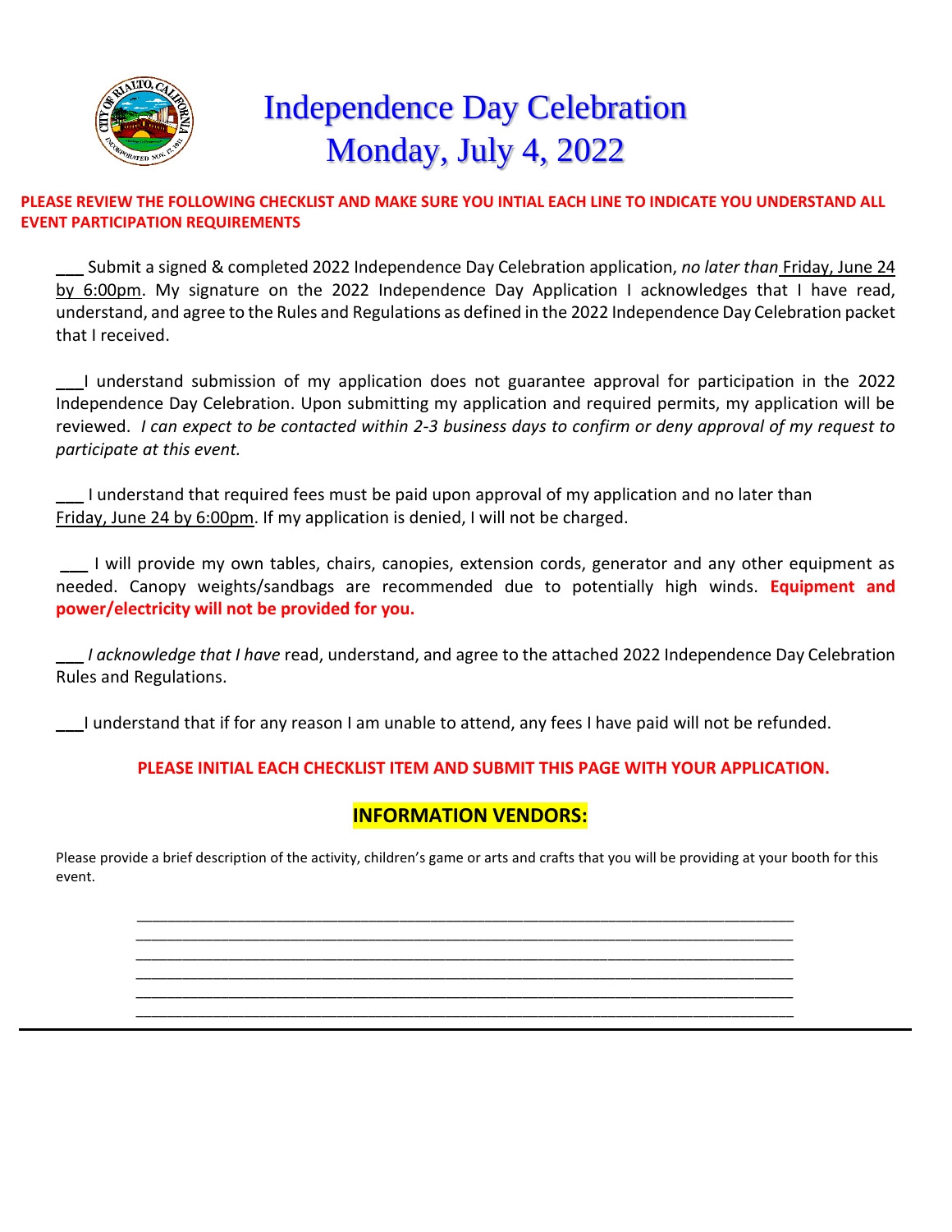# Independence Day Celebration
# Monday, July 4, 2022

**PLEASE REVIEW THE FOLLOWING CHECKLIST AND MAKE SURE YOU INTIAL EACH LINE TO INDICATE YOU UNDERSTAND ALL EVENT PARTICIPATION REQUIREMENTS**

___ Submit a signed & completed 2022 Independence Day Celebration application, *no later than* Friday, June 24 by 6:00pm. My signature on the 2022 Independence Day Application I acknowledges that I have read, understand, and agree to the Rules and Regulations as defined in the 2022 Independence Day Celebration packet that I received.

___I understand submission of my application does not guarantee approval for participation in the 2022 Independence Day Celebration. Upon submitting my application and required permits, my application will be reviewed. *I can expect to be contacted within 2-3 business days to confirm or deny approval of my request to participate at this event.*

___ I understand that required fees must be paid upon approval of my application and no later than Friday, June 24 by 6:00pm. If my application is denied, I will not be charged.

___ I will provide my own tables, chairs, canopies, extension cords, generator and any other equipment as needed. Canopy weights/sandbags are recommended due to potentially high winds. **Equipment and power/electricity will not be provided for you.**

___ *I acknowledge that I have* read, understand, and agree to the attached 2022 Independence Day Celebration Rules and Regulations.

___I understand that if for any reason I am unable to attend, any fees I have paid will not be refunded.

**PLEASE INITIAL EACH CHECKLIST ITEM AND SUBMIT THIS PAGE WITH YOUR APPLICATION.**

## INFORMATION VENDORS:

Please provide a brief description of the activity, children's game or arts and crafts that you will be providing at your booth for this event.

______________________________________________________________________________
______________________________________________________________________________
______________________________________________________________________________
______________________________________________________________________________
______________________________________________________________________________
______________________________________________________________________________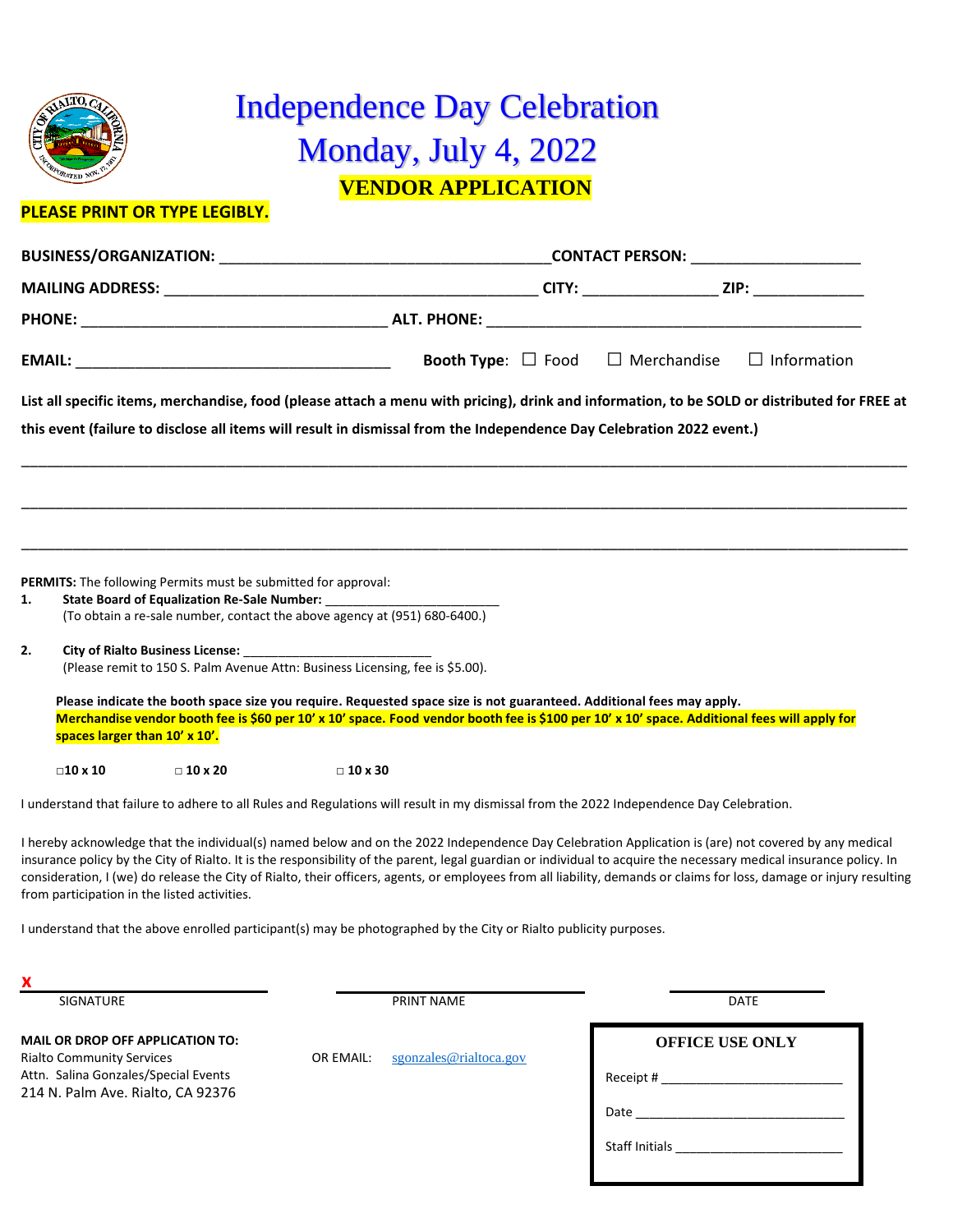# Independence Day Celebration
# Monday, July 4, 2022
## VENDOR APPLICATION

**PLEASE PRINT OR TYPE LEGIBLY.**

**BUSINESS/ORGANIZATION:** ______________________________________ **CONTACT PERSON:** ___________________

**MAILING ADDRESS:** __________________________________________ **CITY:** _______________ **ZIP:** ____________

**PHONE:** ___________________________________ **ALT. PHONE:** __________________________________________

**EMAIL:** ____________________________________ **Booth Type:** ☐ Food ☐ Merchandise ☐ Information

**List all specific items, merchandise, food (please attach a menu with pricing), drink and information, to be SOLD or distributed for FREE at this event (failure to disclose all items will result in dismissal from the Independence Day Celebration 2022 event.)**

_____________________________________________________________________________________________________

_____________________________________________________________________________________________________

_____________________________________________________________________________________________________

**PERMITS:** The following Permits must be submitted for approval:

1. **State Board of Equalization Re-Sale Number:** _______________________
   (To obtain a re-sale number, contact the above agency at (951) 680-6400.)

2. **City of Rialto Business License:** _________________________
   (Please remit to 150 S. Palm Avenue Attn: Business Licensing, fee is $5.00).

**Please indicate the booth space size you require. Requested space size is not guaranteed. Additional fees may apply.**
**Merchandise vendor booth fee is $60 per 10' x 10' space. Food vendor booth fee is $100 per 10' x 10' space. Additional fees will apply for spaces larger than 10' x 10'.**

**□10 x 10** **□ 10 x 20** **□ 10 x 30**

I understand that failure to adhere to all Rules and Regulations will result in my dismissal from the 2022 Independence Day Celebration.

I hereby acknowledge that the individual(s) named below and on the 2022 Independence Day Celebration Application is (are) not covered by any medical insurance policy by the City of Rialto. It is the responsibility of the parent, legal guardian or individual to acquire the necessary medical insurance policy. In consideration, I (we) do release the City of Rialto, their officers, agents, or employees from all liability, demands or claims for loss, damage or injury resulting from participation in the listed activities.

I understand that the above enrolled participant(s) may be photographed by the City or Rialto publicity purposes.

**X** ______________________ ______________________ ______________________

SIGNATURE PRINT NAME DATE

**MAIL OR DROP OFF APPLICATION TO:**
Rialto Community Services
Attn. Salina Gonzales/Special Events
214 N. Palm Ave. Rialto, CA 92376

OR EMAIL: sgonzales@rialtoca.gov

**OFFICE USE ONLY**

Receipt # ________________________

Date ____________________________

Staff Initials _____________________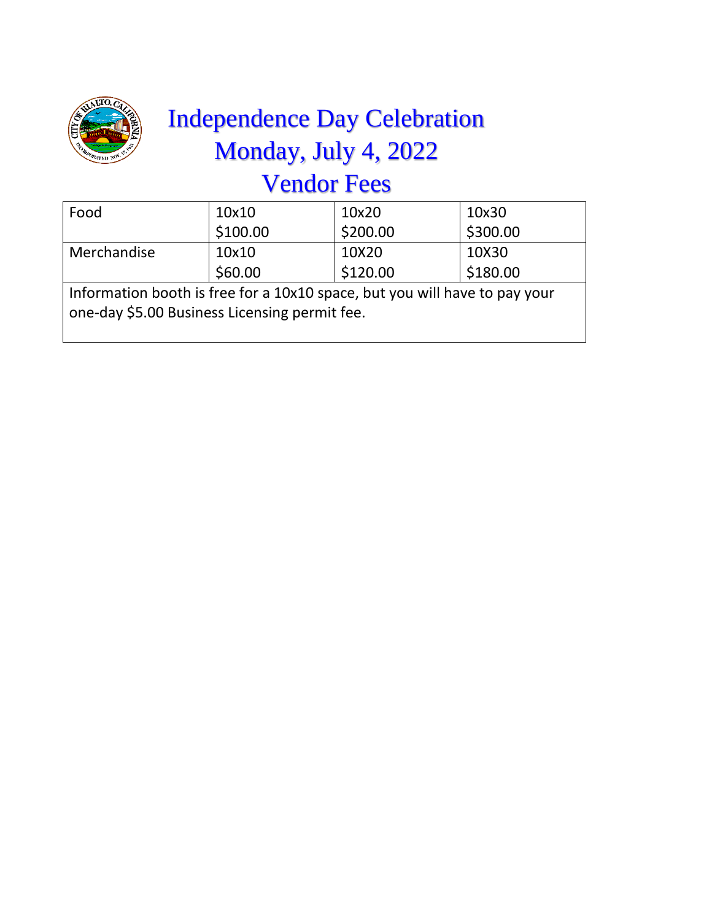# Independence Day Celebration
# Monday, July 4, 2022
# Vendor Fees

| | | | |
|---|---|---|---|
| Food | 10x10<br>$100.00 | 10x20<br>$200.00 | 10x30<br>$300.00 |
| Merchandise | 10x10<br>$60.00 | 10X20<br>$120.00 | 10X30<br>$180.00 |
| Information booth is free for a 10x10 space, but you will have to pay your one-day $5.00 Business Licensing permit fee. | | | |